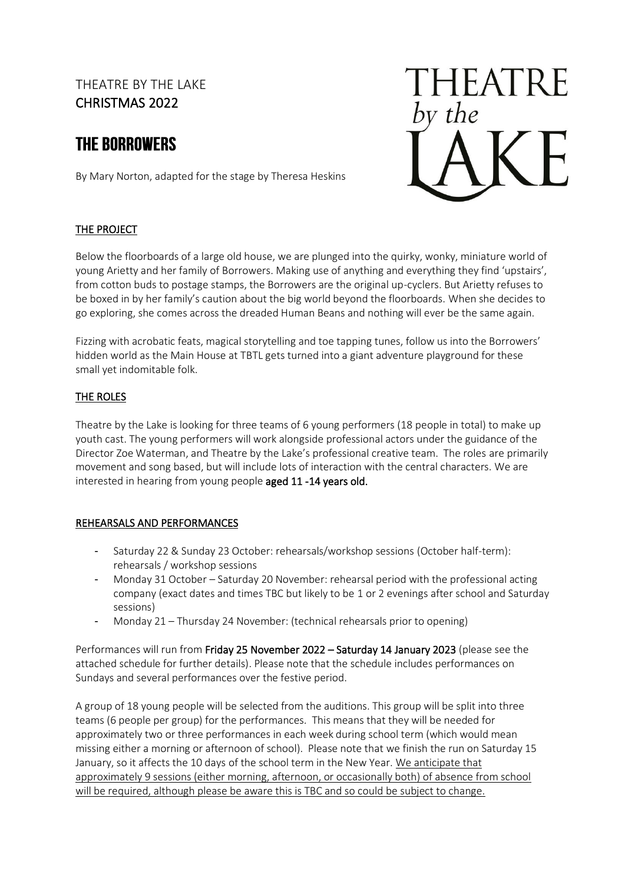# THEATRE BY THE LAKE
## CHRISTMAS 2022

# THE BORROWERS

By Mary Norton, adapted for the stage by Theresa Heskins

THEATRE *by the* LAKE

## THE PROJECT

Below the floorboards of a large old house, we are plunged into the quirky, wonky, miniature world of young Arietty and her family of Borrowers. Making use of anything and everything they find 'upstairs', from cotton buds to postage stamps, the Borrowers are the original up-cyclers. But Arietty refuses to be boxed in by her family's caution about the big world beyond the floorboards. When she decides to go exploring, she comes across the dreaded Human Beans and nothing will ever be the same again.

Fizzing with acrobatic feats, magical storytelling and toe tapping tunes, follow us into the Borrowers' hidden world as the Main House at TBTL gets turned into a giant adventure playground for these small yet indomitable folk.

## THE ROLES

Theatre by the Lake is looking for three teams of 6 young performers (18 people in total) to make up youth cast. The young performers will work alongside professional actors under the guidance of the Director Zoe Waterman, and Theatre by the Lake's professional creative team. The roles are primarily movement and song based, but will include lots of interaction with the central characters. We are interested in hearing from young people **aged 11 -14 years old.**

## REHEARSALS AND PERFORMANCES

- Saturday 22 & Sunday 23 October: rehearsals/workshop sessions (October half-term): rehearsals / workshop sessions
- Monday 31 October – Saturday 20 November: rehearsal period with the professional acting company (exact dates and times TBC but likely to be 1 or 2 evenings after school and Saturday sessions)
- Monday 21 – Thursday 24 November: (technical rehearsals prior to opening)

Performances will run from **Friday 25 November 2022 – Saturday 14 January 2023** (please see the attached schedule for further details). Please note that the schedule includes performances on Sundays and several performances over the festive period.

A group of 18 young people will be selected from the auditions. This group will be split into three teams (6 people per group) for the performances. This means that they will be needed for approximately two or three performances in each week during school term (which would mean missing either a morning or afternoon of school). Please note that we finish the run on Saturday 15 January, so it affects the 10 days of the school term in the New Year. We anticipate that approximately 9 sessions (either morning, afternoon, or occasionally both) of absence from school will be required, although please be aware this is TBC and so could be subject to change.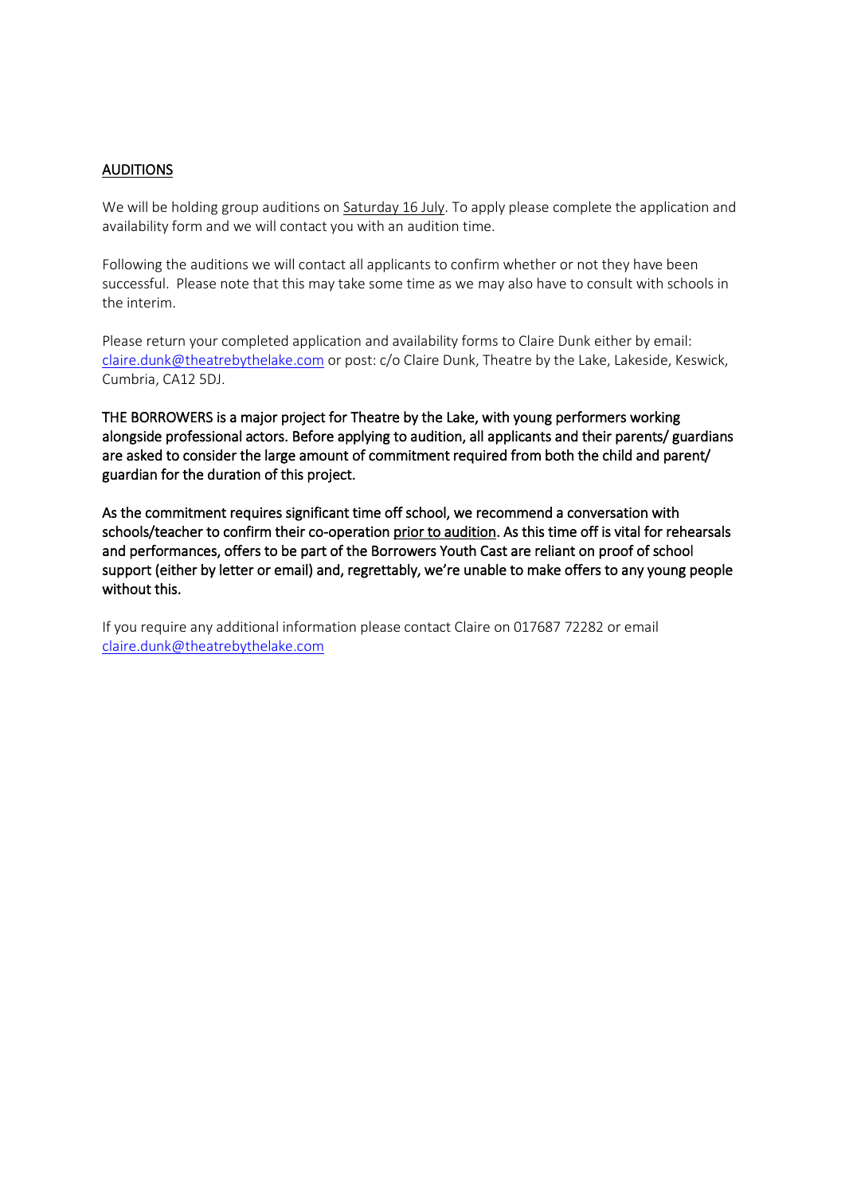## AUDITIONS

We will be holding group auditions on Saturday 16 July. To apply please complete the application and availability form and we will contact you with an audition time.

Following the auditions we will contact all applicants to confirm whether or not they have been successful. Please note that this may take some time as we may also have to consult with schools in the interim.

Please return your completed application and availability forms to Claire Dunk either by email: claire.dunk@theatrebythelake.com or post: c/o Claire Dunk, Theatre by the Lake, Lakeside, Keswick, Cumbria, CA12 5DJ.

THE BORROWERS is a major project for Theatre by the Lake, with young performers working alongside professional actors. Before applying to audition, all applicants and their parents/ guardians are asked to consider the large amount of commitment required from both the child and parent/ guardian for the duration of this project.

As the commitment requires significant time off school, we recommend a conversation with schools/teacher to confirm their co-operation prior to audition. As this time off is vital for rehearsals and performances, offers to be part of the Borrowers Youth Cast are reliant on proof of school support (either by letter or email) and, regrettably, we're unable to make offers to any young people without this.

If you require any additional information please contact Claire on 017687 72282 or email claire.dunk@theatrebythelake.com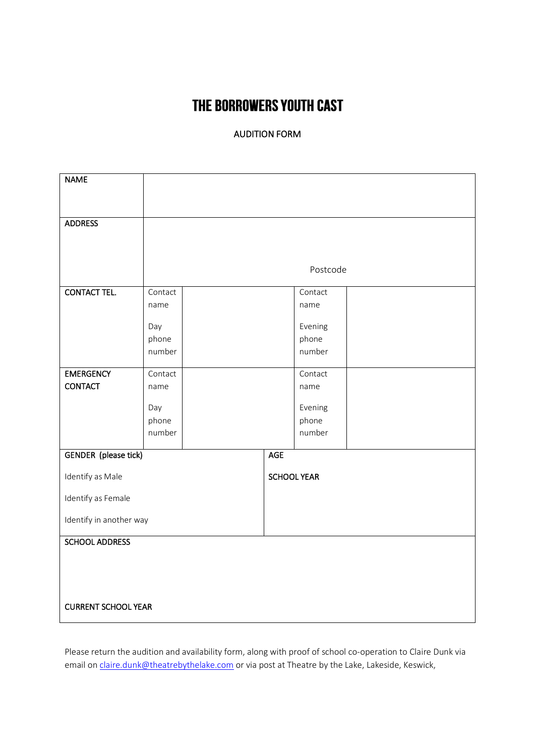# THE BORROWERS YOUTH CAST

AUDITION FORM

| NAME | | | | |
|---|---|---|---|---|
| ADDRESS | Postcode | | | |
| CONTACT TEL. | Contact name<br><br>Day phone number | | Contact name<br><br>Evening phone number | |
| EMERGENCY CONTACT | Contact name<br><br>Day phone number | | Contact name<br><br>Evening phone number | |
| GENDER (please tick)<br><br>Identify as Male<br><br>Identify as Female<br><br>Identify in another way | | AGE<br><br>SCHOOL YEAR | | |
| SCHOOL ADDRESS<br><br><br><br>CURRENT SCHOOL YEAR | | | | |

Please return the audition and availability form, along with proof of school co-operation to Claire Dunk via email on claire.dunk@theatrebythelake.com or via post at Theatre by the Lake, Lakeside, Keswick,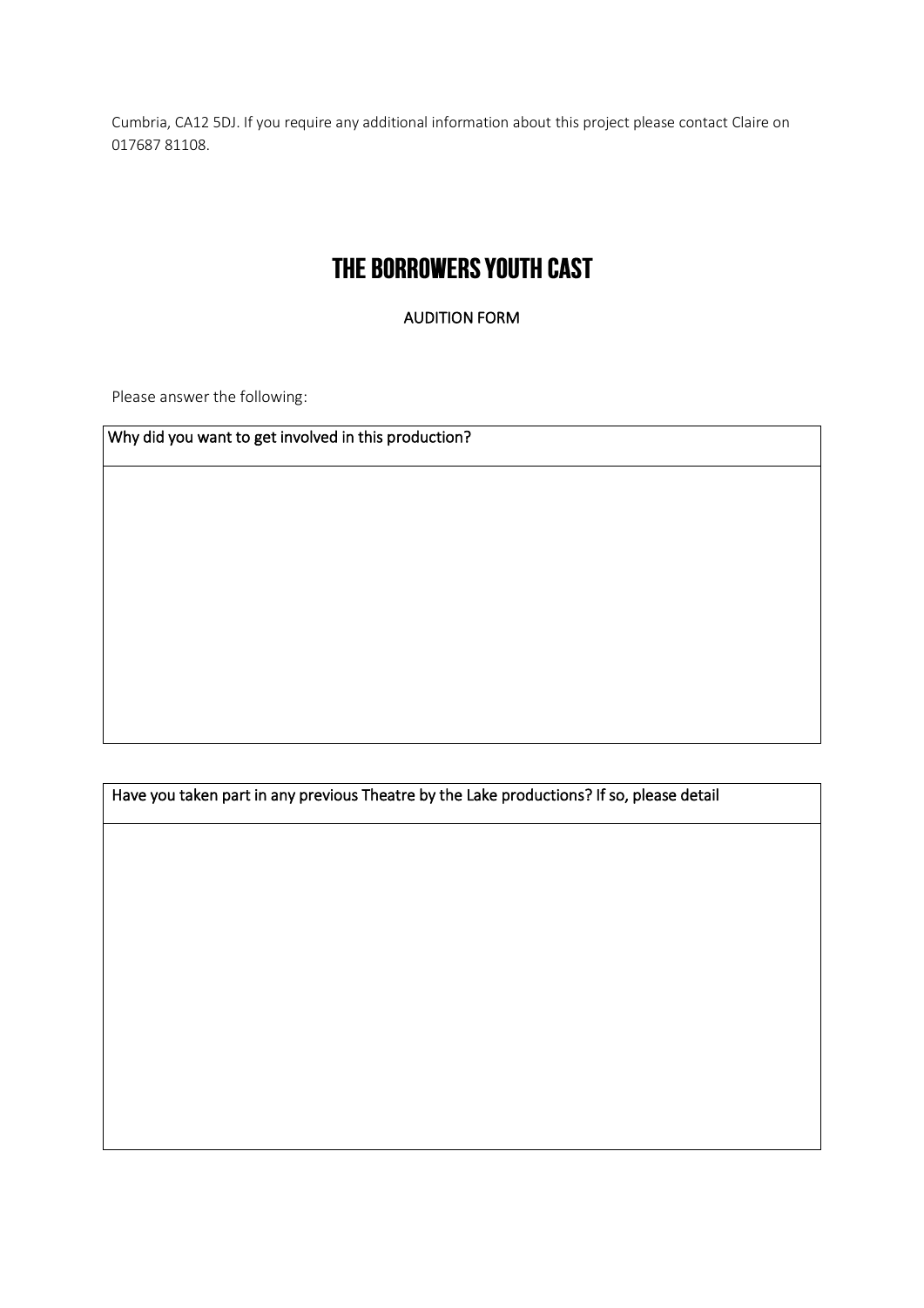Cumbria, CA12 5DJ. If you require any additional information about this project please contact Claire on 017687 81108.

# THE BORROWERS YOUTH CAST

AUDITION FORM

Please answer the following:

| Why did you want to get involved in this production? |
| --- |
| |

| Have you taken part in any previous Theatre by the Lake productions? If so, please detail |
| --- |
| |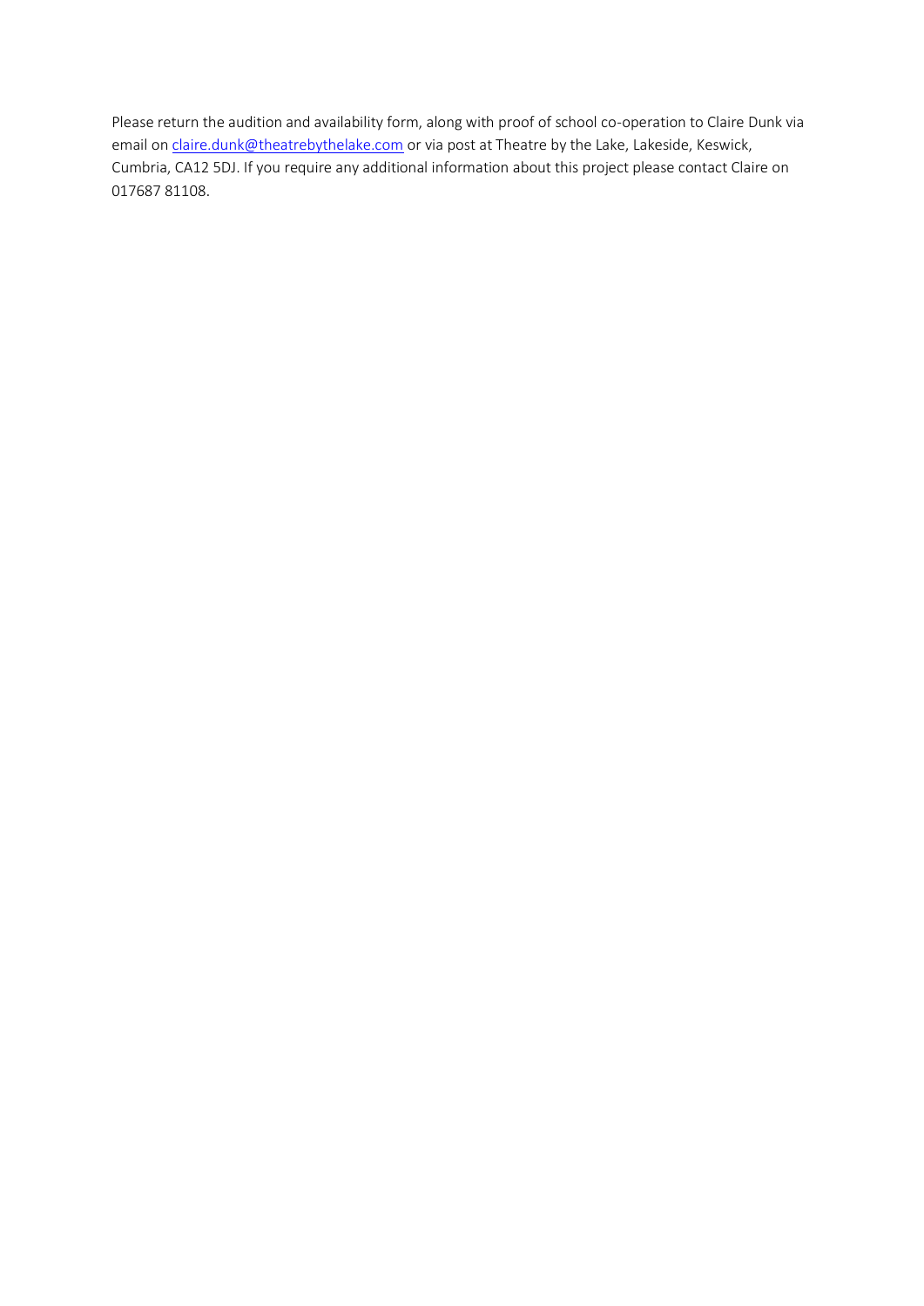Please return the audition and availability form, along with proof of school co-operation to Claire Dunk via email on [claire.dunk@theatrebythelake.com](mailto:claire.dunk@theatrebythelake.com) or via post at Theatre by the Lake, Lakeside, Keswick, Cumbria, CA12 5DJ. If you require any additional information about this project please contact Claire on 017687 81108.